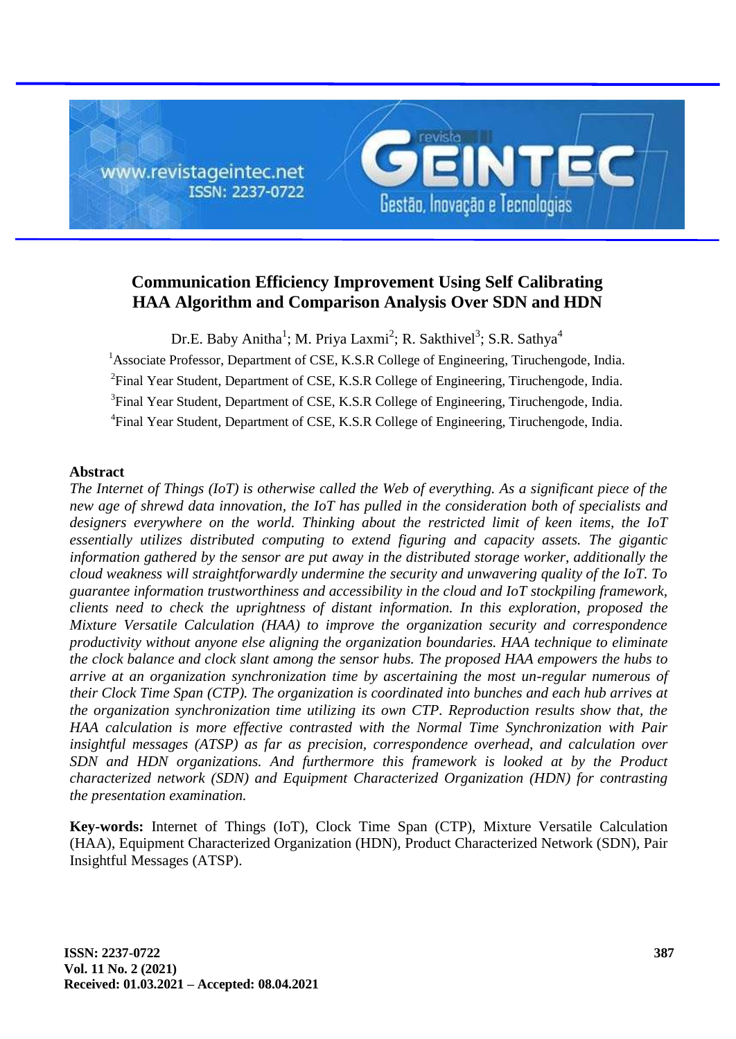# Communication Efficiency Improvement Using Self Calibrating HAA Algorithm and Comparison Analysis Over SDN and HDN

Dr.E. Baby Anitha[1]; M. Priya Laxmi[2]; R. Sakthivel[3]; S.R. Sathya[4]

[1]Associate Professor, Department of CSE, K.S.R College of Engineering, Tiruchengode, India.

[2]Final Year Student, Department of CSE, K.S.R College of Engineering, Tiruchengode, India.

[3]Final Year Student, Department of CSE, K.S.R College of Engineering, Tiruchengode, India.

[4]Final Year Student, Department of CSE, K.S.R College of Engineering, Tiruchengode, India.

## Abstract

*The Internet of Things (IoT) is otherwise called the Web of everything. As a significant piece of the new age of shrewd data innovation, the IoT has pulled in the consideration both of specialists and designers everywhere on the world. Thinking about the restricted limit of keen items, the IoT essentially utilizes distributed computing to extend figuring and capacity assets. The gigantic information gathered by the sensor are put away in the distributed storage worker, additionally the cloud weakness will straightforwardly undermine the security and unwavering quality of the IoT. To guarantee information trustworthiness and accessibility in the cloud and IoT stockpiling framework, clients need to check the uprightness of distant information. In this exploration, proposed the Mixture Versatile Calculation (HAA) to improve the organization security and correspondence productivity without anyone else aligning the organization boundaries. HAA technique to eliminate the clock balance and clock slant among the sensor hubs. The proposed HAA empowers the hubs to arrive at an organization synchronization time by ascertaining the most un-regular numerous of their Clock Time Span (CTP). The organization is coordinated into bunches and each hub arrives at the organization synchronization time utilizing its own CTP. Reproduction results show that, the HAA calculation is more effective contrasted with the Normal Time Synchronization with Pair insightful messages (ATSP) as far as precision, correspondence overhead, and calculation over SDN and HDN organizations. And furthermore this framework is looked at by the Product characterized network (SDN) and Equipment Characterized Organization (HDN) for contrasting the presentation examination.*

**Key-words:** Internet of Things (IoT), Clock Time Span (CTP), Mixture Versatile Calculation (HAA), Equipment Characterized Organization (HDN), Product Characterized Network (SDN), Pair Insightful Messages (ATSP).

**Received: 01.03.2021 – Accepted: 08.04.2021**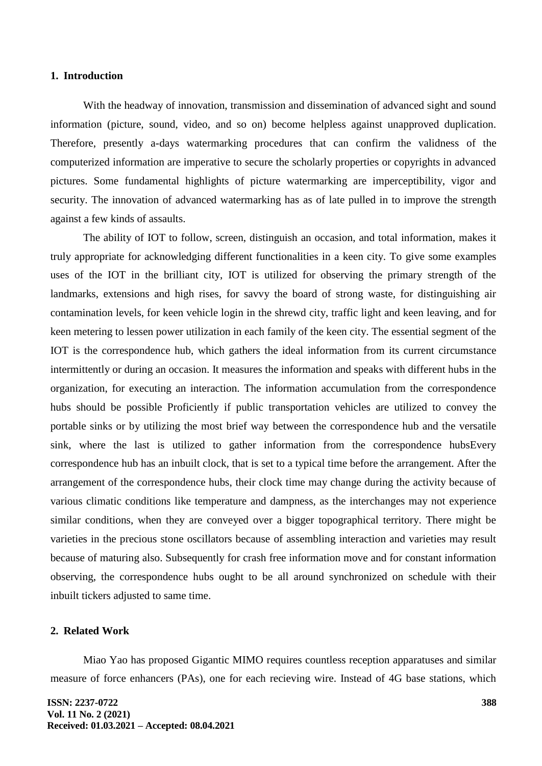## 1. Introduction

With the headway of innovation, transmission and dissemination of advanced sight and sound information (picture, sound, video, and so on) become helpless against unapproved duplication. Therefore, presently a-days watermarking procedures that can confirm the validness of the computerized information are imperative to secure the scholarly properties or copyrights in advanced pictures. Some fundamental highlights of picture watermarking are imperceptibility, vigor and security. The innovation of advanced watermarking has as of late pulled in to improve the strength against a few kinds of assaults.

The ability of IOT to follow, screen, distinguish an occasion, and total information, makes it truly appropriate for acknowledging different functionalities in a keen city. To give some examples uses of the IOT in the brilliant city, IOT is utilized for observing the primary strength of the landmarks, extensions and high rises, for savvy the board of strong waste, for distinguishing air contamination levels, for keen vehicle login in the shrewd city, traffic light and keen leaving, and for keen metering to lessen power utilization in each family of the keen city. The essential segment of the IOT is the correspondence hub, which gathers the ideal information from its current circumstance intermittently or during an occasion. It measures the information and speaks with different hubs in the organization, for executing an interaction. The information accumulation from the correspondence hubs should be possible Proficiently if public transportation vehicles are utilized to convey the portable sinks or by utilizing the most brief way between the correspondence hub and the versatile sink, where the last is utilized to gather information from the correspondence hubsEvery correspondence hub has an inbuilt clock, that is set to a typical time before the arrangement. After the arrangement of the correspondence hubs, their clock time may change during the activity because of various climatic conditions like temperature and dampness, as the interchanges may not experience similar conditions, when they are conveyed over a bigger topographical territory. There might be varieties in the precious stone oscillators because of assembling interaction and varieties may result because of maturing also. Subsequently for crash free information move and for constant information observing, the correspondence hubs ought to be all around synchronized on schedule with their inbuilt tickers adjusted to same time.

## 2. Related Work

Miao Yao has proposed Gigantic MIMO requires countless reception apparatuses and similar measure of force enhancers (PAs), one for each recieving wire. Instead of 4G base stations, which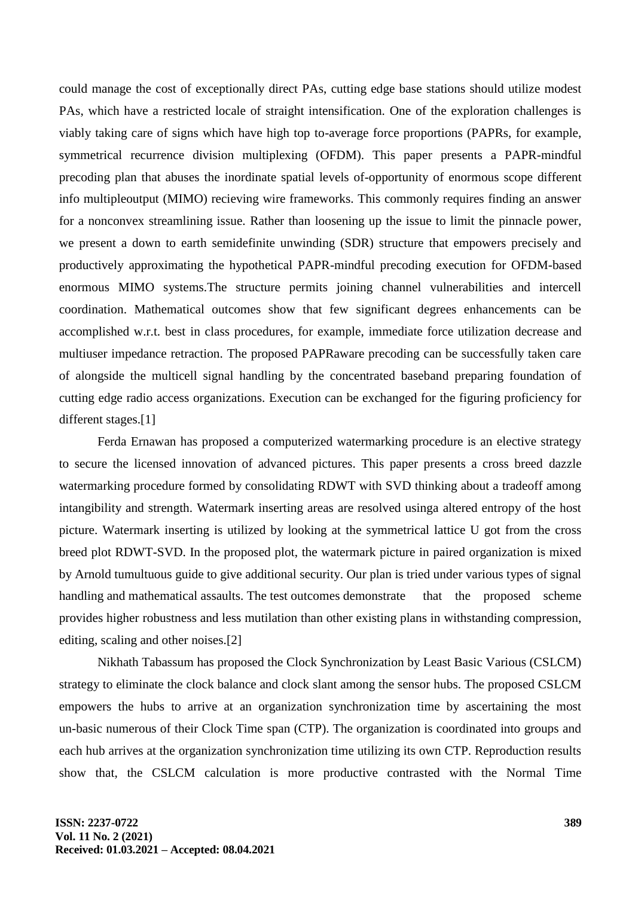could manage the cost of exceptionally direct PAs, cutting edge base stations should utilize modest PAs, which have a restricted locale of straight intensification. One of the exploration challenges is viably taking care of signs which have high top to-average force proportions (PAPRs, for example, symmetrical recurrence division multiplexing (OFDM). This paper presents a PAPR-mindful precoding plan that abuses the inordinate spatial levels of-opportunity of enormous scope different info multipleoutput (MIMO) recieving wire frameworks. This commonly requires finding an answer for a nonconvex streamlining issue. Rather than loosening up the issue to limit the pinnacle power, we present a down to earth semidefinite unwinding (SDR) structure that empowers precisely and productively approximating the hypothetical PAPR-mindful precoding execution for OFDM-based enormous MIMO systems.The structure permits joining channel vulnerabilities and intercell coordination. Mathematical outcomes show that few significant degrees enhancements can be accomplished w.r.t. best in class procedures, for example, immediate force utilization decrease and multiuser impedance retraction. The proposed PAPRaware precoding can be successfully taken care of alongside the multicell signal handling by the concentrated baseband preparing foundation of cutting edge radio access organizations. Execution can be exchanged for the figuring proficiency for different stages.[1]

Ferda Ernawan has proposed a computerized watermarking procedure is an elective strategy to secure the licensed innovation of advanced pictures. This paper presents a cross breed dazzle watermarking procedure formed by consolidating RDWT with SVD thinking about a tradeoff among intangibility and strength. Watermark inserting areas are resolved usinga altered entropy of the host picture. Watermark inserting is utilized by looking at the symmetrical lattice U got from the cross breed plot RDWT-SVD. In the proposed plot, the watermark picture in paired organization is mixed by Arnold tumultuous guide to give additional security. Our plan is tried under various types of signal handling and mathematical assaults. The test outcomes demonstrate that the proposed scheme provides higher robustness and less mutilation than other existing plans in withstanding compression, editing, scaling and other noises.[2]

Nikhath Tabassum has proposed the Clock Synchronization by Least Basic Various (CSLCM) strategy to eliminate the clock balance and clock slant among the sensor hubs. The proposed CSLCM empowers the hubs to arrive at an organization synchronization time by ascertaining the most un-basic numerous of their Clock Time span (CTP). The organization is coordinated into groups and each hub arrives at the organization synchronization time utilizing its own CTP. Reproduction results show that, the CSLCM calculation is more productive contrasted with the Normal Time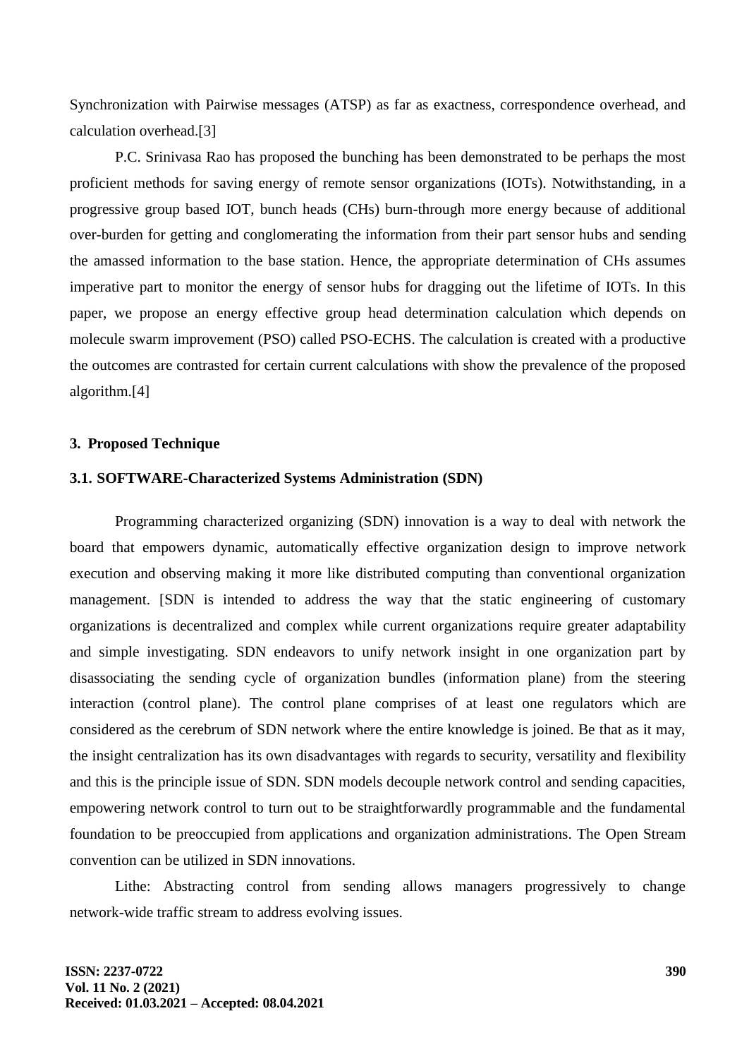Synchronization with Pairwise messages (ATSP) as far as exactness, correspondence overhead, and calculation overhead.[3]

P.C. Srinivasa Rao has proposed the bunching has been demonstrated to be perhaps the most proficient methods for saving energy of remote sensor organizations (IOTs). Notwithstanding, in a progressive group based IOT, bunch heads (CHs) burn-through more energy because of additional over-burden for getting and conglomerating the information from their part sensor hubs and sending the amassed information to the base station. Hence, the appropriate determination of CHs assumes imperative part to monitor the energy of sensor hubs for dragging out the lifetime of IOTs. In this paper, we propose an energy effective group head determination calculation which depends on molecule swarm improvement (PSO) called PSO-ECHS. The calculation is created with a productive the outcomes are contrasted for certain current calculations with show the prevalence of the proposed algorithm.[4]

## 3. Proposed Technique

### 3.1. SOFTWARE-Characterized Systems Administration (SDN)

Programming characterized organizing (SDN) innovation is a way to deal with network the board that empowers dynamic, automatically effective organization design to improve network execution and observing making it more like distributed computing than conventional organization management. [SDN is intended to address the way that the static engineering of customary organizations is decentralized and complex while current organizations require greater adaptability and simple investigating. SDN endeavors to unify network insight in one organization part by disassociating the sending cycle of organization bundles (information plane) from the steering interaction (control plane). The control plane comprises of at least one regulators which are considered as the cerebrum of SDN network where the entire knowledge is joined. Be that as it may, the insight centralization has its own disadvantages with regards to security, versatility and flexibility and this is the principle issue of SDN. SDN models decouple network control and sending capacities, empowering network control to turn out to be straightforwardly programmable and the fundamental foundation to be preoccupied from applications and organization administrations. The Open Stream convention can be utilized in SDN innovations.

Lithe: Abstracting control from sending allows managers progressively to change network-wide traffic stream to address evolving issues.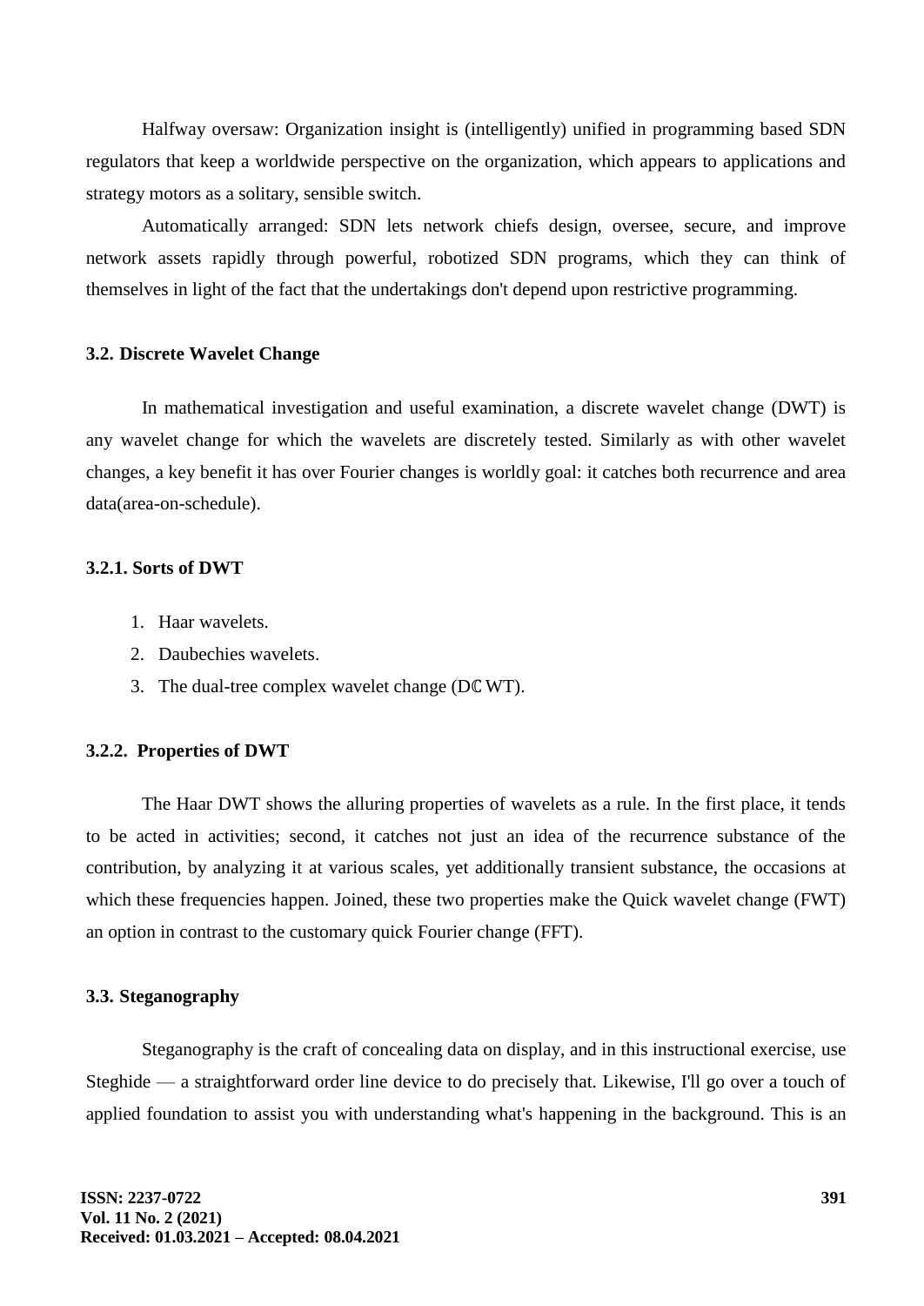Halfway oversaw: Organization insight is (intelligently) unified in programming based SDN regulators that keep a worldwide perspective on the organization, which appears to applications and strategy motors as a solitary, sensible switch.

Automatically arranged: SDN lets network chiefs design, oversee, secure, and improve network assets rapidly through powerful, robotized SDN programs, which they can think of themselves in light of the fact that the undertakings don't depend upon restrictive programming.

### 3.2. Discrete Wavelet Change

In mathematical investigation and useful examination, a discrete wavelet change (DWT) is any wavelet change for which the wavelets are discretely tested. Similarly as with other wavelet changes, a key benefit it has over Fourier changes is worldly goal: it catches both recurrence and area data(area-on-schedule).

#### 3.2.1. Sorts of DWT

1. Haar wavelets.
2. Daubechies wavelets.
3. The dual-tree complex wavelet change (DℂWT).

#### 3.2.2. Properties of DWT

The Haar DWT shows the alluring properties of wavelets as a rule. In the first place, it tends to be acted in activities; second, it catches not just an idea of the recurrence substance of the contribution, by analyzing it at various scales, yet additionally transient substance, the occasions at which these frequencies happen. Joined, these two properties make the Quick wavelet change (FWT) an option in contrast to the customary quick Fourier change (FFT).

### 3.3. Steganography

Steganography is the craft of concealing data on display, and in this instructional exercise, use Steghide — a straightforward order line device to do precisely that. Likewise, I'll go over a touch of applied foundation to assist you with understanding what's happening in the background. This is an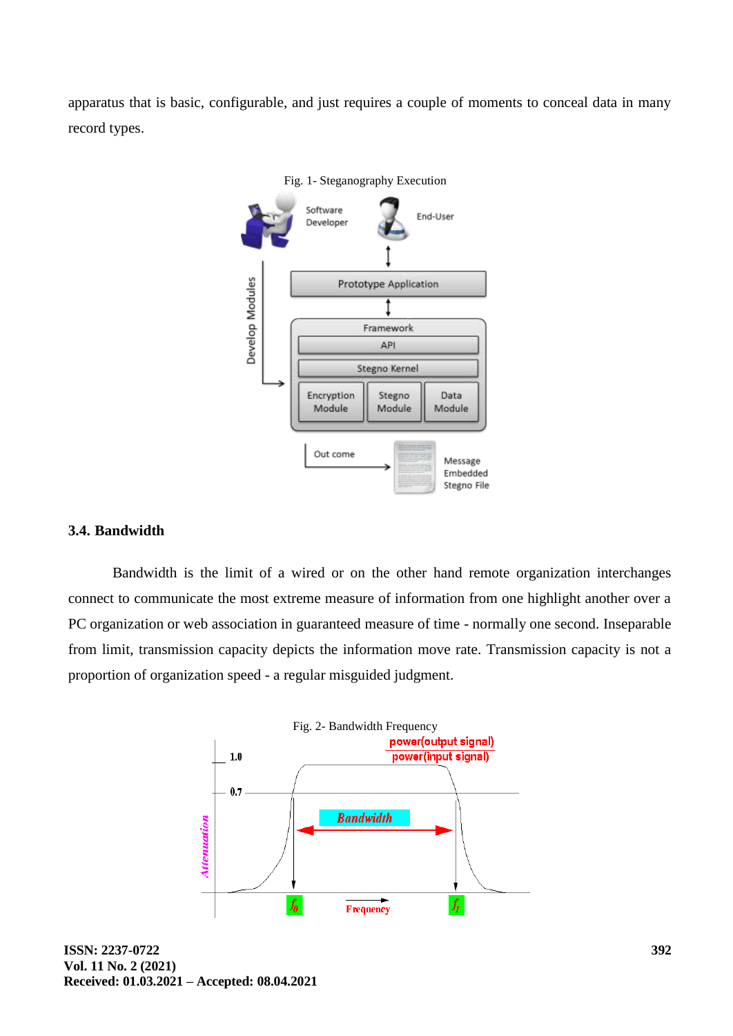apparatus that is basic, configurable, and just requires a couple of moments to conceal data in many record types.

Fig. 1- Steganography Execution

### 3.4. Bandwidth

Bandwidth is the limit of a wired or on the other hand remote organization interchanges connect to communicate the most extreme measure of information from one highlight another over a PC organization or web association in guaranteed measure of time - normally one second. Inseparable from limit, transmission capacity depicts the information move rate. Transmission capacity is not a proportion of organization speed - a regular misguided judgment.

Fig. 2- Bandwidth Frequency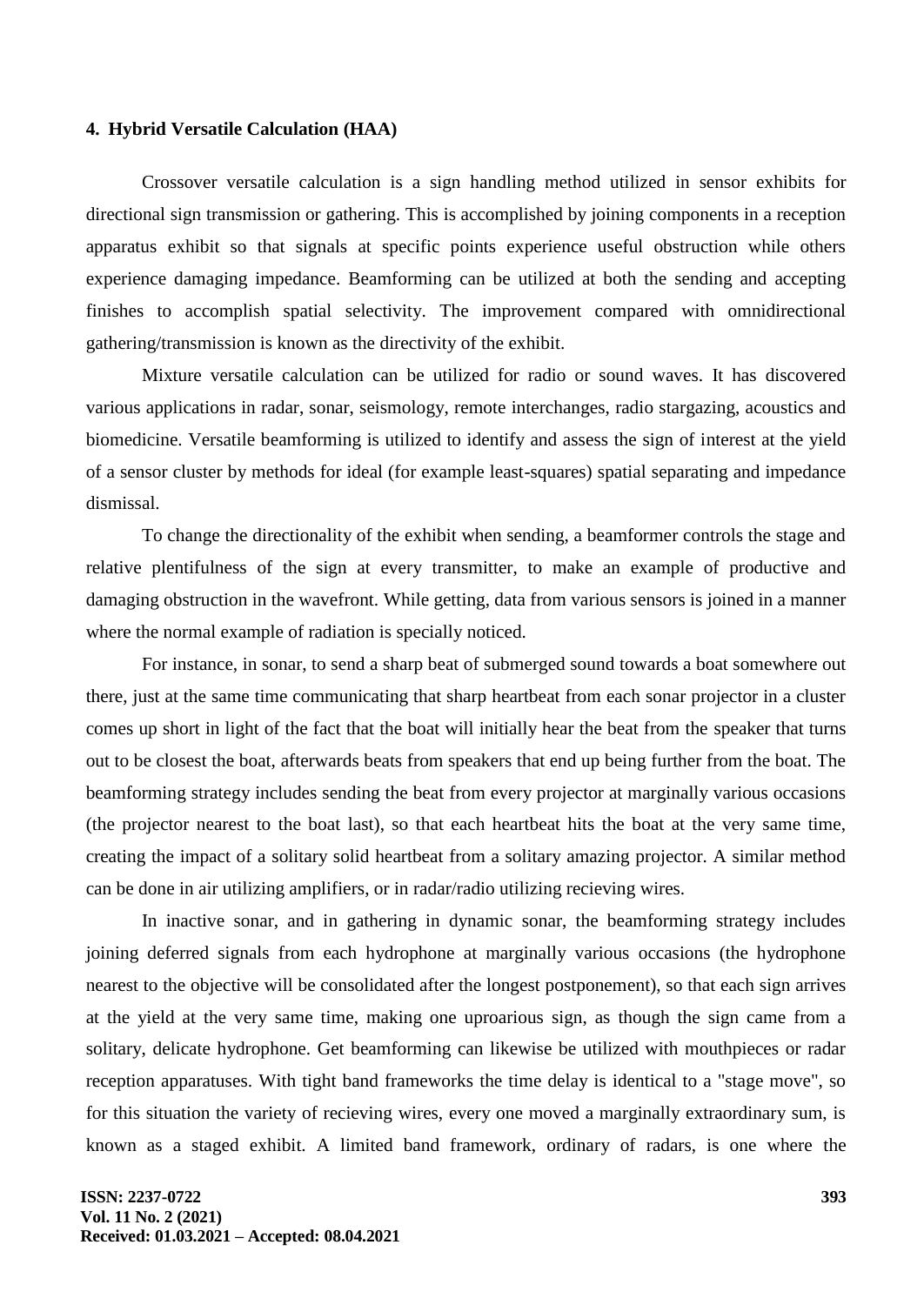### 4. Hybrid Versatile Calculation (HAA)

Crossover versatile calculation is a sign handling method utilized in sensor exhibits for directional sign transmission or gathering. This is accomplished by joining components in a reception apparatus exhibit so that signals at specific points experience useful obstruction while others experience damaging impedance. Beamforming can be utilized at both the sending and accepting finishes to accomplish spatial selectivity. The improvement compared with omnidirectional gathering/transmission is known as the directivity of the exhibit.

Mixture versatile calculation can be utilized for radio or sound waves. It has discovered various applications in radar, sonar, seismology, remote interchanges, radio stargazing, acoustics and biomedicine. Versatile beamforming is utilized to identify and assess the sign of interest at the yield of a sensor cluster by methods for ideal (for example least-squares) spatial separating and impedance dismissal.

To change the directionality of the exhibit when sending, a beamformer controls the stage and relative plentifulness of the sign at every transmitter, to make an example of productive and damaging obstruction in the wavefront. While getting, data from various sensors is joined in a manner where the normal example of radiation is specially noticed.

For instance, in sonar, to send a sharp beat of submerged sound towards a boat somewhere out there, just at the same time communicating that sharp heartbeat from each sonar projector in a cluster comes up short in light of the fact that the boat will initially hear the beat from the speaker that turns out to be closest the boat, afterwards beats from speakers that end up being further from the boat. The beamforming strategy includes sending the beat from every projector at marginally various occasions (the projector nearest to the boat last), so that each heartbeat hits the boat at the very same time, creating the impact of a solitary solid heartbeat from a solitary amazing projector. A similar method can be done in air utilizing amplifiers, or in radar/radio utilizing recieving wires.

In inactive sonar, and in gathering in dynamic sonar, the beamforming strategy includes joining deferred signals from each hydrophone at marginally various occasions (the hydrophone nearest to the objective will be consolidated after the longest postponement), so that each sign arrives at the yield at the very same time, making one uproarious sign, as though the sign came from a solitary, delicate hydrophone. Get beamforming can likewise be utilized with mouthpieces or radar reception apparatuses. With tight band frameworks the time delay is identical to a "stage move", so for this situation the variety of recieving wires, every one moved a marginally extraordinary sum, is known as a staged exhibit. A limited band framework, ordinary of radars, is one where the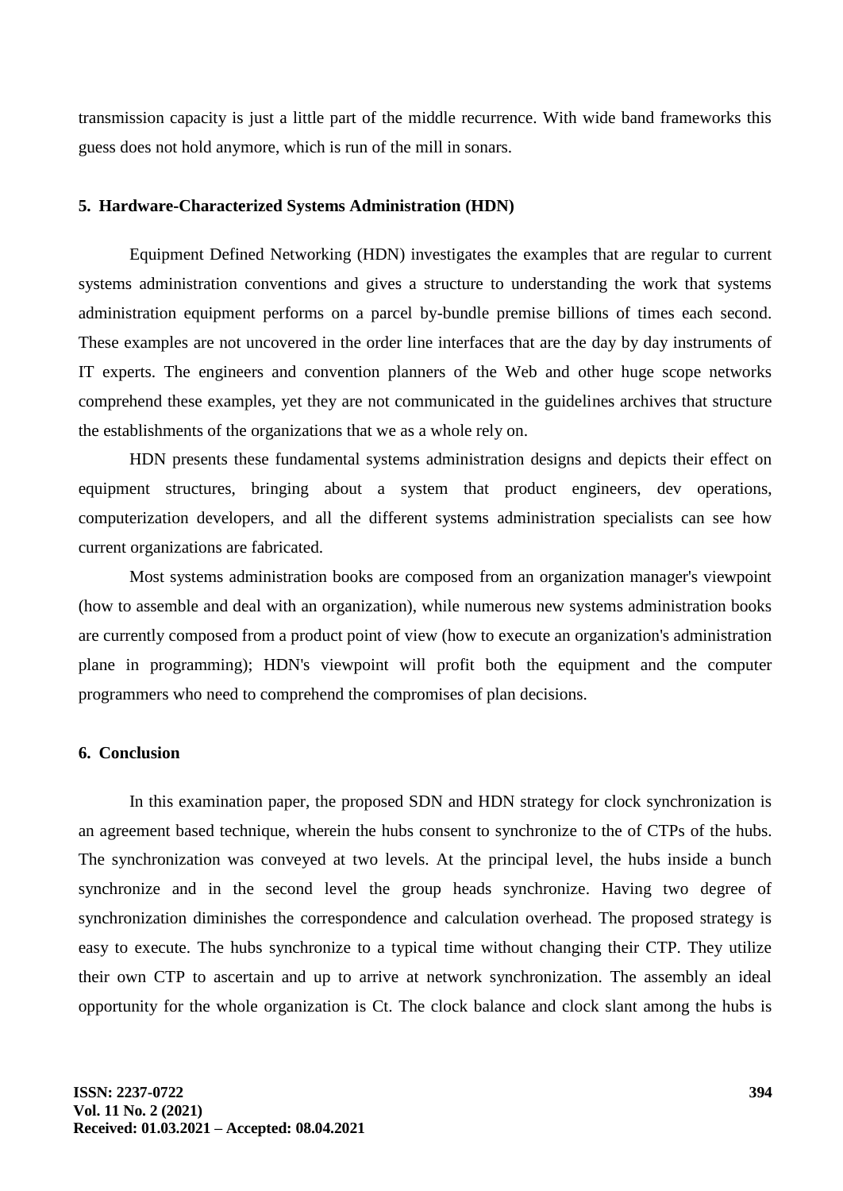transmission capacity is just a little part of the middle recurrence. With wide band frameworks this guess does not hold anymore, which is run of the mill in sonars.

## 5. Hardware-Characterized Systems Administration (HDN)

Equipment Defined Networking (HDN) investigates the examples that are regular to current systems administration conventions and gives a structure to understanding the work that systems administration equipment performs on a parcel by-bundle premise billions of times each second. These examples are not uncovered in the order line interfaces that are the day by day instruments of IT experts. The engineers and convention planners of the Web and other huge scope networks comprehend these examples, yet they are not communicated in the guidelines archives that structure the establishments of the organizations that we as a whole rely on.

HDN presents these fundamental systems administration designs and depicts their effect on equipment structures, bringing about a system that product engineers, dev operations, computerization developers, and all the different systems administration specialists can see how current organizations are fabricated.

Most systems administration books are composed from an organization manager's viewpoint (how to assemble and deal with an organization), while numerous new systems administration books are currently composed from a product point of view (how to execute an organization's administration plane in programming); HDN's viewpoint will profit both the equipment and the computer programmers who need to comprehend the compromises of plan decisions.

## 6. Conclusion

In this examination paper, the proposed SDN and HDN strategy for clock synchronization is an agreement based technique, wherein the hubs consent to synchronize to the of CTPs of the hubs. The synchronization was conveyed at two levels. At the principal level, the hubs inside a bunch synchronize and in the second level the group heads synchronize. Having two degree of synchronization diminishes the correspondence and calculation overhead. The proposed strategy is easy to execute. The hubs synchronize to a typical time without changing their CTP. They utilize their own CTP to ascertain and up to arrive at network synchronization. The assembly an ideal opportunity for the whole organization is Ct. The clock balance and clock slant among the hubs is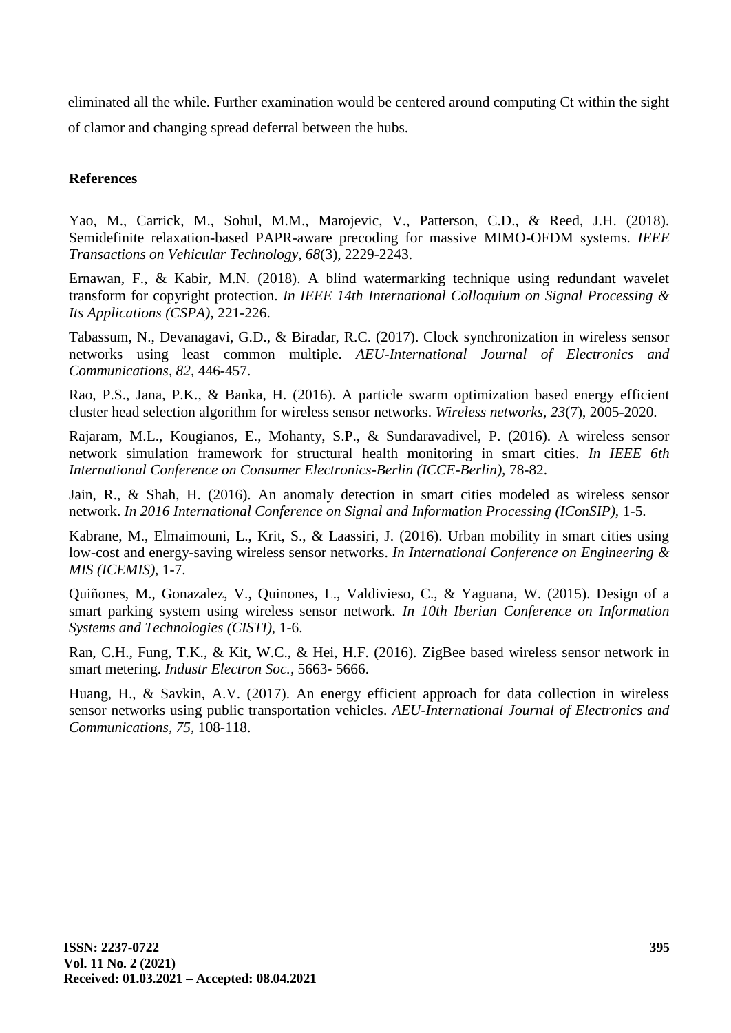eliminated all the while. Further examination would be centered around computing Ct within the sight of clamor and changing spread deferral between the hubs.

**References**

Yao, M., Carrick, M., Sohul, M.M., Marojevic, V., Patterson, C.D., & Reed, J.H. (2018). Semidefinite relaxation-based PAPR-aware precoding for massive MIMO-OFDM systems. *IEEE Transactions on Vehicular Technology*, *68*(3), 2229-2243.

Ernawan, F., & Kabir, M.N. (2018). A blind watermarking technique using redundant wavelet transform for copyright protection. *In IEEE 14th International Colloquium on Signal Processing & Its Applications (CSPA)*, 221-226.

Tabassum, N., Devanagavi, G.D., & Biradar, R.C. (2017). Clock synchronization in wireless sensor networks using least common multiple. *AEU-International Journal of Electronics and Communications*, *82*, 446-457.

Rao, P.S., Jana, P.K., & Banka, H. (2016). A particle swarm optimization based energy efficient cluster head selection algorithm for wireless sensor networks. *Wireless networks*, *23*(7), 2005-2020.

Rajaram, M.L., Kougianos, E., Mohanty, S.P., & Sundaravadivel, P. (2016). A wireless sensor network simulation framework for structural health monitoring in smart cities. *In IEEE 6th International Conference on Consumer Electronics-Berlin (ICCE-Berlin)*, 78-82.

Jain, R., & Shah, H. (2016). An anomaly detection in smart cities modeled as wireless sensor network. *In 2016 International Conference on Signal and Information Processing (IConSIP)*, 1-5.

Kabrane, M., Elmaimouni, L., Krit, S., & Laassiri, J. (2016). Urban mobility in smart cities using low-cost and energy-saving wireless sensor networks. *In International Conference on Engineering & MIS (ICEMIS)*, 1-7.

Quiñones, M., Gonazalez, V., Quinones, L., Valdivieso, C., & Yaguana, W. (2015). Design of a smart parking system using wireless sensor network. *In 10th Iberian Conference on Information Systems and Technologies (CISTI)*, 1-6.

Ran, C.H., Fung, T.K., & Kit, W.C., & Hei, H.F. (2016). ZigBee based wireless sensor network in smart metering. *Industr Electron Soc.*, 5663- 5666.

Huang, H., & Savkin, A.V. (2017). An energy efficient approach for data collection in wireless sensor networks using public transportation vehicles. *AEU-International Journal of Electronics and Communications*, *75*, 108-118.